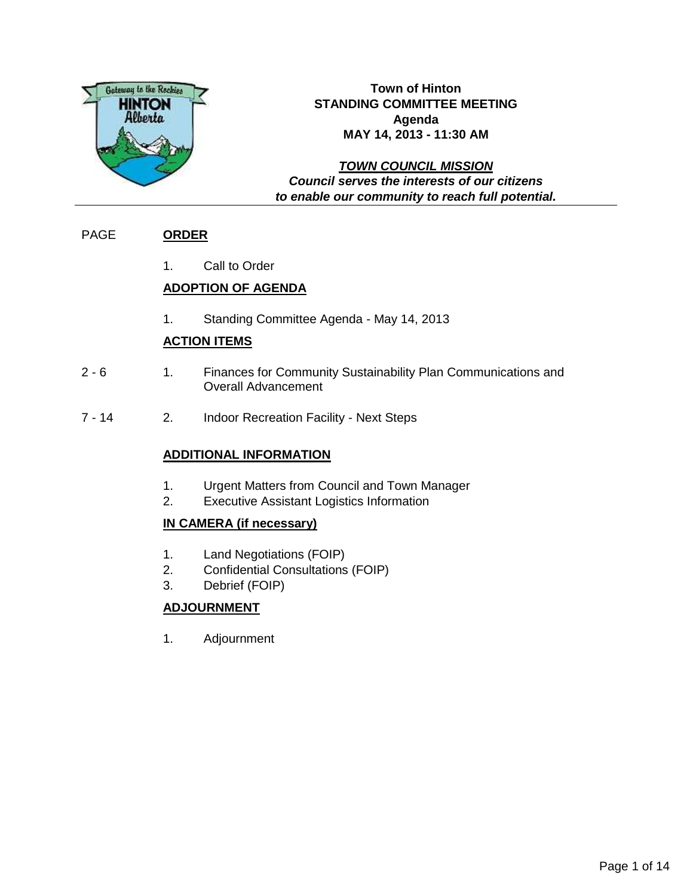**Town of Hinton**
**STANDING COMMITTEE MEETING**
**Agenda**
**MAY 14, 2013 - 11:30 AM**

***TOWN COUNCIL MISSION***
***Council serves the interests of our citizens to enable our community to reach full potential.***

| PAGE | | |
|---|---|---|
| | **ORDER** | |
| | 1. | Call to Order |
| | **ADOPTION OF AGENDA** | |
| | 1. | Standing Committee Agenda - May 14, 2013 |
| | **ACTION ITEMS** | |
| 2 - 6 | 1. | Finances for Community Sustainability Plan Communications and Overall Advancement |
| 7 - 14 | 2. | Indoor Recreation Facility - Next Steps |
| | **ADDITIONAL INFORMATION** | |
| | 1. | Urgent Matters from Council and Town Manager |
| | 2. | Executive Assistant Logistics Information |
| | **IN CAMERA (if necessary)** | |
| | 1. | Land Negotiations (FOIP) |
| | 2. | Confidential Consultations (FOIP) |
| | 3. | Debrief (FOIP) |
| | **ADJOURNMENT** | |
| | 1. | Adjournment |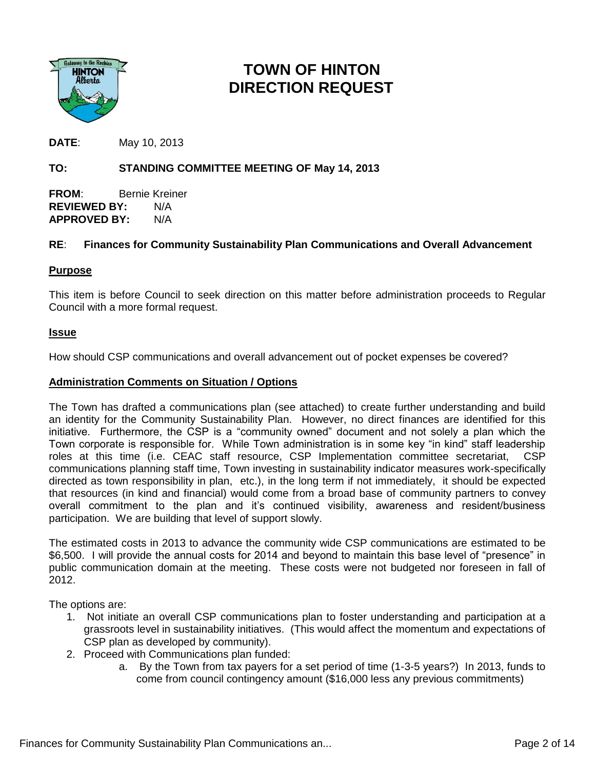# TOWN OF HINTON
# DIRECTION REQUEST

**DATE**: May 10, 2013

**TO: STANDING COMMITTEE MEETING OF May 14, 2013**

**FROM**: Bernie Kreiner
**REVIEWED BY:** N/A
**APPROVED BY:** N/A

**RE**: **Finances for Community Sustainability Plan Communications and Overall Advancement**

## Purpose

This item is before Council to seek direction on this matter before administration proceeds to Regular Council with a more formal request.

## Issue

How should CSP communications and overall advancement out of pocket expenses be covered?

## Administration Comments on Situation / Options

The Town has drafted a communications plan (see attached) to create further understanding and build an identity for the Community Sustainability Plan. However, no direct finances are identified for this initiative. Furthermore, the CSP is a "community owned" document and not solely a plan which the Town corporate is responsible for. While Town administration is in some key "in kind" staff leadership roles at this time (i.e. CEAC staff resource, CSP Implementation committee secretariat, CSP communications planning staff time, Town investing in sustainability indicator measures work-specifically directed as town responsibility in plan, etc.), in the long term if not immediately, it should be expected that resources (in kind and financial) would come from a broad base of community partners to convey overall commitment to the plan and it's continued visibility, awareness and resident/business participation. We are building that level of support slowly.

The estimated costs in 2013 to advance the community wide CSP communications are estimated to be $6,500. I will provide the annual costs for 2014 and beyond to maintain this base level of "presence" in public communication domain at the meeting. These costs were not budgeted nor foreseen in fall of 2012.

The options are:

1. Not initiate an overall CSP communications plan to foster understanding and participation at a grassroots level in sustainability initiatives. (This would affect the momentum and expectations of CSP plan as developed by community).
2. Proceed with Communications plan funded:
   a. By the Town from tax payers for a set period of time (1-3-5 years?) In 2013, funds to come from council contingency amount ($16,000 less any previous commitments)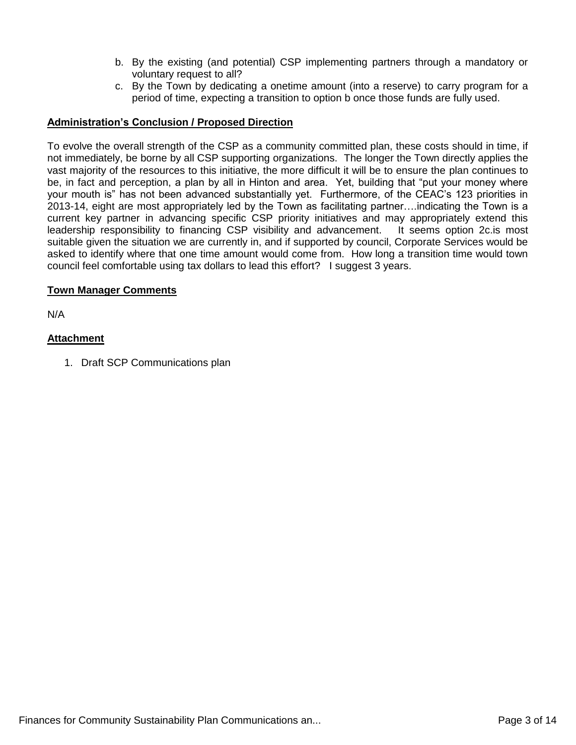b. By the existing (and potential) CSP implementing partners through a mandatory or voluntary request to all?
c. By the Town by dedicating a onetime amount (into a reserve) to carry program for a period of time, expecting a transition to option b once those funds are fully used.

**Administration's Conclusion / Proposed Direction**

To evolve the overall strength of the CSP as a community committed plan, these costs should in time, if not immediately, be borne by all CSP supporting organizations. The longer the Town directly applies the vast majority of the resources to this initiative, the more difficult it will be to ensure the plan continues to be, in fact and perception, a plan by all in Hinton and area. Yet, building that "put your money where your mouth is" has not been advanced substantially yet. Furthermore, of the CEAC's 123 priorities in 2013-14, eight are most appropriately led by the Town as facilitating partner….indicating the Town is a current key partner in advancing specific CSP priority initiatives and may appropriately extend this leadership responsibility to financing CSP visibility and advancement. It seems option 2c.is most suitable given the situation we are currently in, and if supported by council, Corporate Services would be asked to identify where that one time amount would come from. How long a transition time would town council feel comfortable using tax dollars to lead this effort? I suggest 3 years.

**Town Manager Comments**

N/A

**Attachment**

1. Draft SCP Communications plan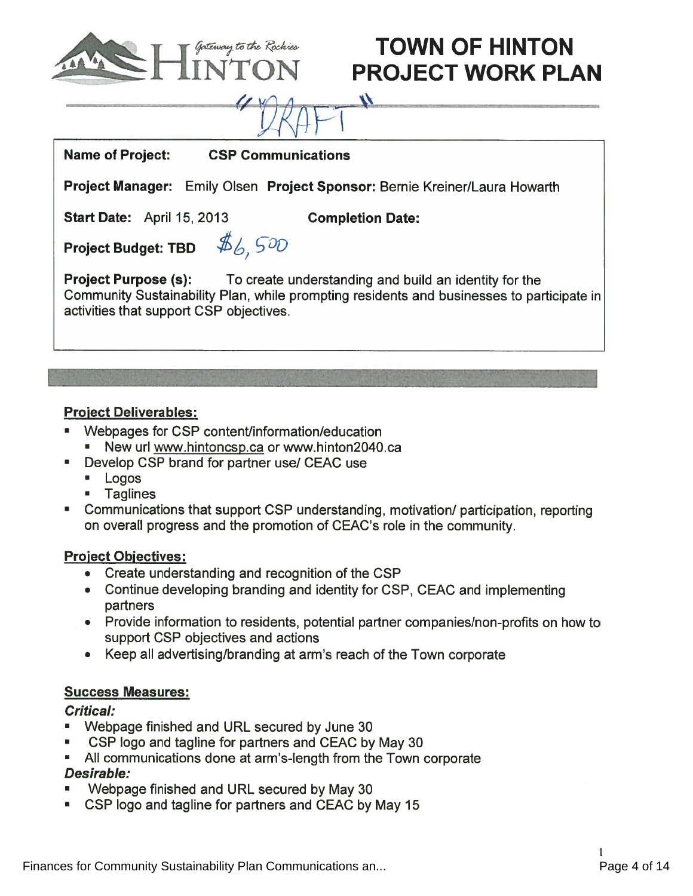# TOWN OF HINTON PROJECT WORK PLAN

"DRAFT"

**Name of Project:** CSP Communications

**Project Manager:** Emily Olsen **Project Sponsor:** Bernie Kreiner/Laura Howarth

**Start Date:** April 15, 2013 **Completion Date:**

**Project Budget:** TBD $6,500

**Project Purpose (s):** To create understanding and build an identity for the Community Sustainability Plan, while prompting residents and businesses to participate in activities that support CSP objectives.

**Project Deliverables:**

- Webpages for CSP content/information/education
  - New url www.hintoncsp.ca or www.hinton2040.ca
- Develop CSP brand for partner use/ CEAC use
  - Logos
  - Taglines
- Communications that support CSP understanding, motivation/ participation, reporting on overall progress and the promotion of CEAC's role in the community.

**Project Objectives:**

- Create understanding and recognition of the CSP
- Continue developing branding and identity for CSP, CEAC and implementing partners
- Provide information to residents, potential partner companies/non-profits on how to support CSP objectives and actions
- Keep all advertising/branding at arm's reach of the Town corporate

**Success Measures:**

***Critical:***

- Webpage finished and URL secured by June 30
- CSP logo and tagline for partners and CEAC by May 30
- All communications done at arm's-length from the Town corporate

***Desirable:***

- Webpage finished and URL secured by May 30
- CSP logo and tagline for partners and CEAC by May 15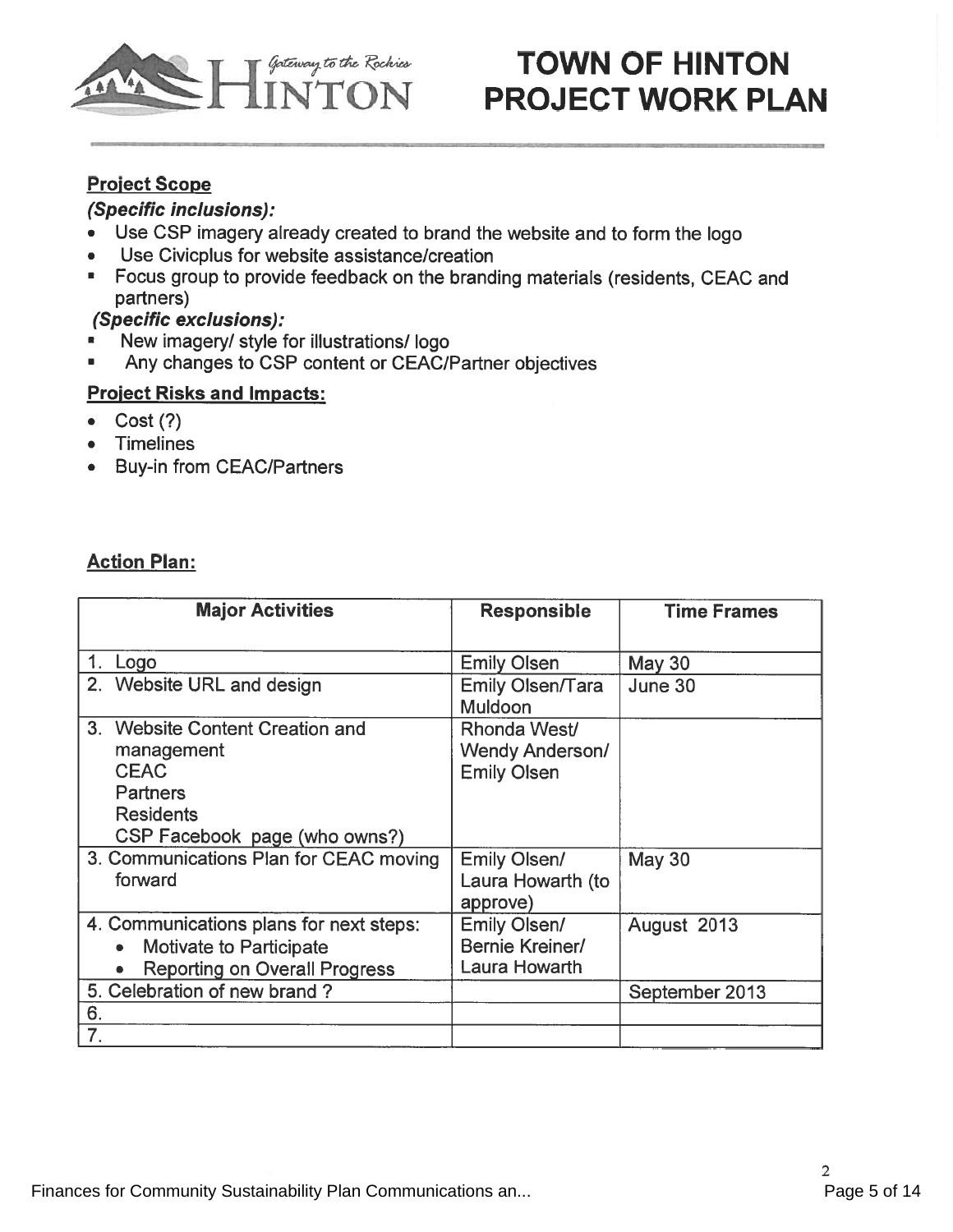# TOWN OF HINTON PROJECT WORK PLAN

## Project Scope

### *(Specific inclusions):*

- Use CSP imagery already created to brand the website and to form the logo
- Use Civicplus for website assistance/creation
- Focus group to provide feedback on the branding materials (residents, CEAC and partners)

### *(Specific exclusions):*

- New imagery/ style for illustrations/ logo
- Any changes to CSP content or CEAC/Partner objectives

## Project Risks and Impacts:

- Cost (?)
- Timelines
- Buy-in from CEAC/Partners

## Action Plan:

| Major Activities | Responsible | Time Frames |
|---|---|---|
| 1. Logo | Emily Olsen | May 30 |
| 2. Website URL and design | Emily Olsen/Tara Muldoon | June 30 |
| 3. Website Content Creation and management<br>CEAC<br>Partners<br>Residents<br>CSP Facebook page (who owns?) | Rhonda West/ Wendy Anderson/ Emily Olsen | |
| 3. Communications Plan for CEAC moving forward | Emily Olsen/ Laura Howarth (to approve) | May 30 |
| 4. Communications plans for next steps:<br>• Motivate to Participate<br>• Reporting on Overall Progress | Emily Olsen/ Bernie Kreiner/ Laura Howarth | August 2013 |
| 5. Celebration of new brand ? | | September 2013 |
| 6. | | |
| 7. | | |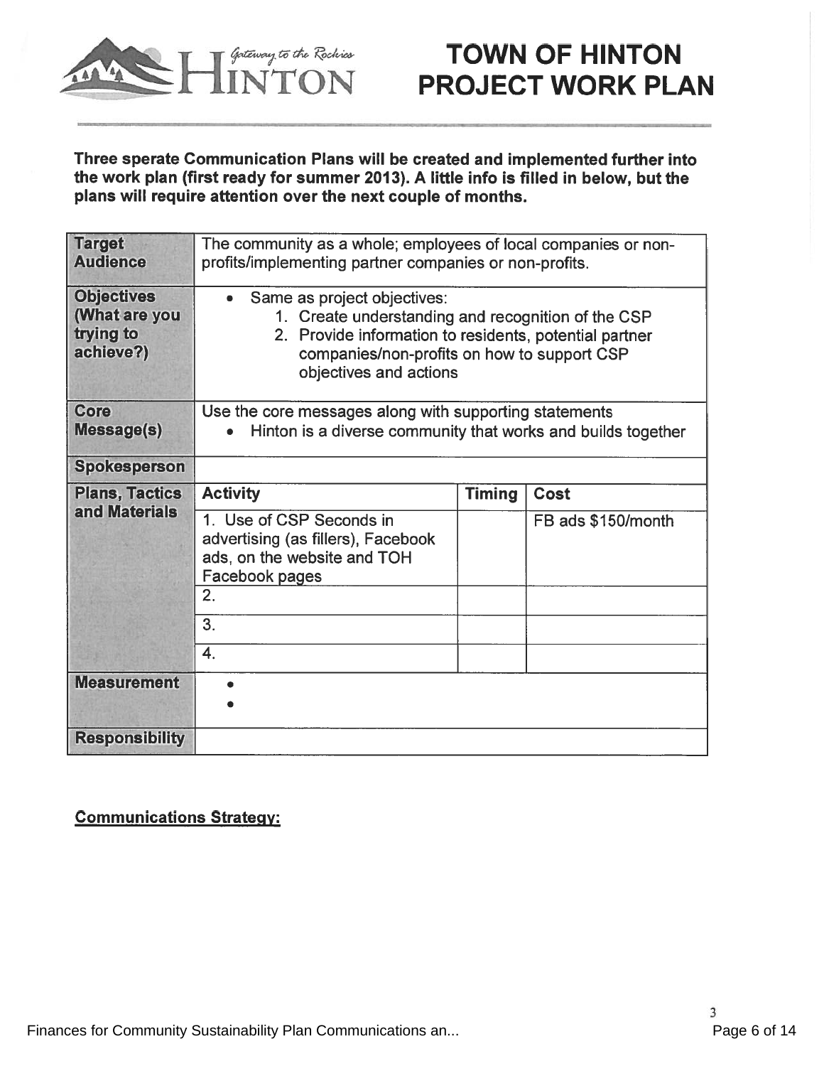# TOWN OF HINTON PROJECT WORK PLAN

**Three sperate Communication Plans will be created and implemented further into the work plan (first ready for summer 2013). A little info is filled in below, but the plans will require attention over the next couple of months.**

| | | | |
|---|---|---|---|
| **Target Audience** | The community as a whole; employees of local companies or non-profits/implementing partner companies or non-profits. | | |
| **Objectives (What are you trying to achieve?)** | • Same as project objectives:<br>1. Create understanding and recognition of the CSP<br>2. Provide information to residents, potential partner companies/non-profits on how to support CSP objectives and actions | | |
| **Core Message(s)** | Use the core messages along with supporting statements<br>• Hinton is a diverse community that works and builds together | | |
| **Spokesperson** | | | |
| **Plans, Tactics and Materials** | **Activity** | **Timing** | **Cost** |
| | 1. Use of CSP Seconds in advertising (as fillers), Facebook ads, on the website and TOH Facebook pages | | FB ads $150/month |
| | 2. | | |
| | 3. | | |
| | 4. | | |
| **Measurement** | •<br>• | | |
| **Responsibility** | | | |

**<u>Communications Strategy:</u>**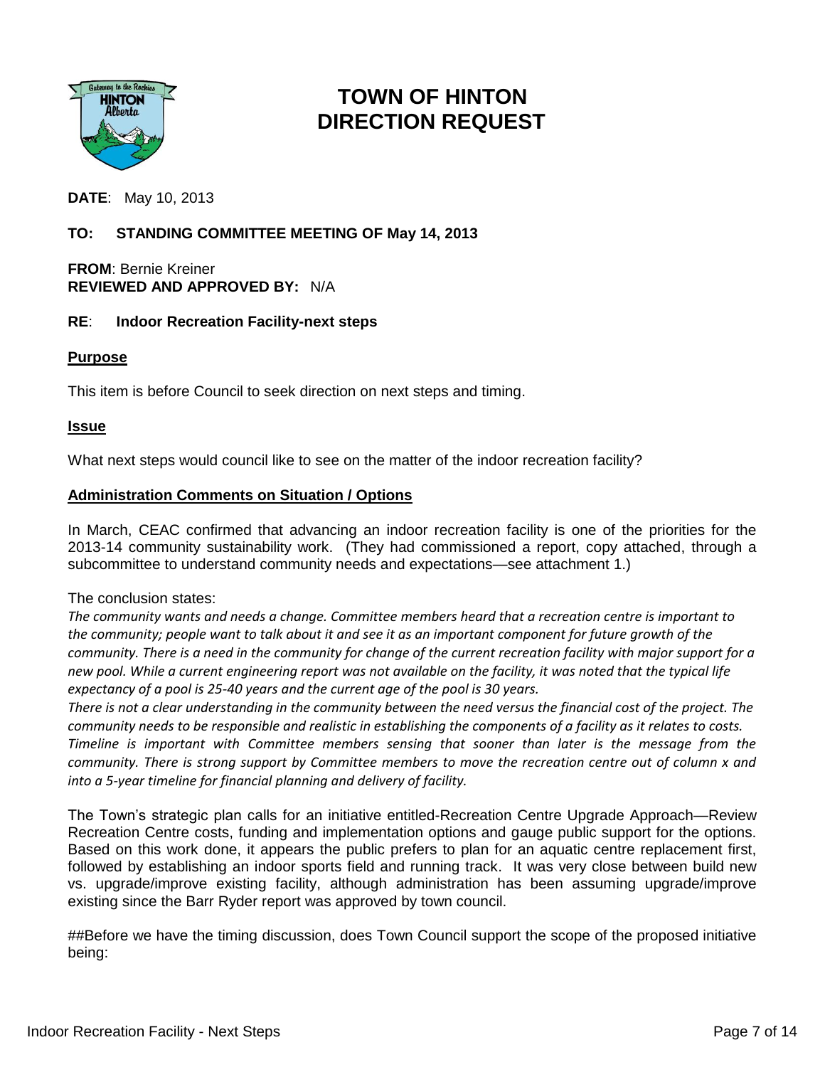# TOWN OF HINTON DIRECTION REQUEST

**DATE**: May 10, 2013

**TO: STANDING COMMITTEE MEETING OF May 14, 2013**

**FROM**: Bernie Kreiner
**REVIEWED AND APPROVED BY:** N/A

**RE**: **Indoor Recreation Facility-next steps**

**Purpose**

This item is before Council to seek direction on next steps and timing.

**Issue**

What next steps would council like to see on the matter of the indoor recreation facility?

**Administration Comments on Situation / Options**

In March, CEAC confirmed that advancing an indoor recreation facility is one of the priorities for the 2013-14 community sustainability work. (They had commissioned a report, copy attached, through a subcommittee to understand community needs and expectations—see attachment 1.)

The conclusion states:

*The community wants and needs a change. Committee members heard that a recreation centre is important to the community; people want to talk about it and see it as an important component for future growth of the community. There is a need in the community for change of the current recreation facility with major support for a new pool. While a current engineering report was not available on the facility, it was noted that the typical life expectancy of a pool is 25-40 years and the current age of the pool is 30 years.*

*There is not a clear understanding in the community between the need versus the financial cost of the project. The community needs to be responsible and realistic in establishing the components of a facility as it relates to costs. Timeline is important with Committee members sensing that sooner than later is the message from the community. There is strong support by Committee members to move the recreation centre out of column x and into a 5-year timeline for financial planning and delivery of facility.*

The Town's strategic plan calls for an initiative entitled-Recreation Centre Upgrade Approach—Review Recreation Centre costs, funding and implementation options and gauge public support for the options. Based on this work done, it appears the public prefers to plan for an aquatic centre replacement first, followed by establishing an indoor sports field and running track. It was very close between build new vs. upgrade/improve existing facility, although administration has been assuming upgrade/improve existing since the Barr Ryder report was approved by town council.

##Before we have the timing discussion, does Town Council support the scope of the proposed initiative being: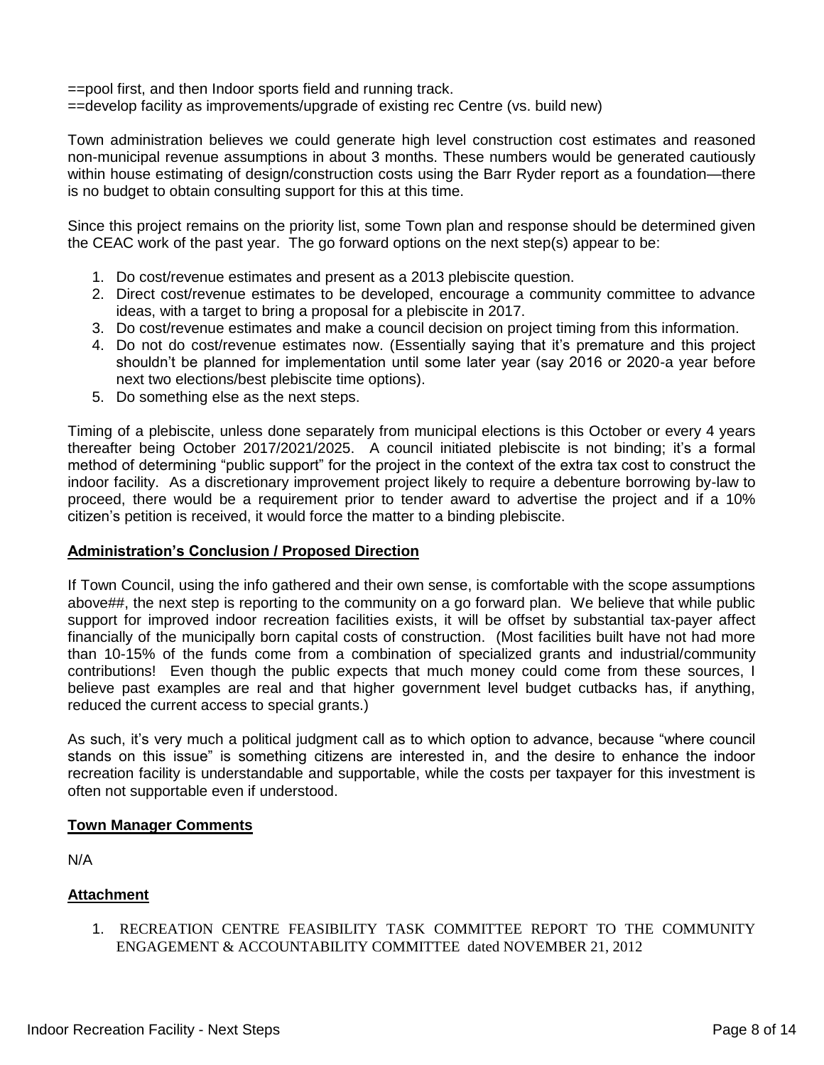==pool first, and then Indoor sports field and running track.
==develop facility as improvements/upgrade of existing rec Centre (vs. build new)

Town administration believes we could generate high level construction cost estimates and reasoned non-municipal revenue assumptions in about 3 months. These numbers would be generated cautiously within house estimating of design/construction costs using the Barr Ryder report as a foundation—there is no budget to obtain consulting support for this at this time.

Since this project remains on the priority list, some Town plan and response should be determined given the CEAC work of the past year. The go forward options on the next step(s) appear to be:

1. Do cost/revenue estimates and present as a 2013 plebiscite question.
2. Direct cost/revenue estimates to be developed, encourage a community committee to advance ideas, with a target to bring a proposal for a plebiscite in 2017.
3. Do cost/revenue estimates and make a council decision on project timing from this information.
4. Do not do cost/revenue estimates now. (Essentially saying that it's premature and this project shouldn't be planned for implementation until some later year (say 2016 or 2020-a year before next two elections/best plebiscite time options).
5. Do something else as the next steps.

Timing of a plebiscite, unless done separately from municipal elections is this October or every 4 years thereafter being October 2017/2021/2025. A council initiated plebiscite is not binding; it's a formal method of determining "public support" for the project in the context of the extra tax cost to construct the indoor facility. As a discretionary improvement project likely to require a debenture borrowing by-law to proceed, there would be a requirement prior to tender award to advertise the project and if a 10% citizen's petition is received, it would force the matter to a binding plebiscite.

## Administration's Conclusion / Proposed Direction

If Town Council, using the info gathered and their own sense, is comfortable with the scope assumptions above##, the next step is reporting to the community on a go forward plan. We believe that while public support for improved indoor recreation facilities exists, it will be offset by substantial tax-payer affect financially of the municipally born capital costs of construction. (Most facilities built have not had more than 10-15% of the funds come from a combination of specialized grants and industrial/community contributions! Even though the public expects that much money could come from these sources, I believe past examples are real and that higher government level budget cutbacks has, if anything, reduced the current access to special grants.)

As such, it's very much a political judgment call as to which option to advance, because "where council stands on this issue" is something citizens are interested in, and the desire to enhance the indoor recreation facility is understandable and supportable, while the costs per taxpayer for this investment is often not supportable even if understood.

## Town Manager Comments

N/A

## Attachment

1. RECREATION CENTRE FEASIBILITY TASK COMMITTEE REPORT TO THE COMMUNITY ENGAGEMENT & ACCOUNTABILITY COMMITTEE dated NOVEMBER 21, 2012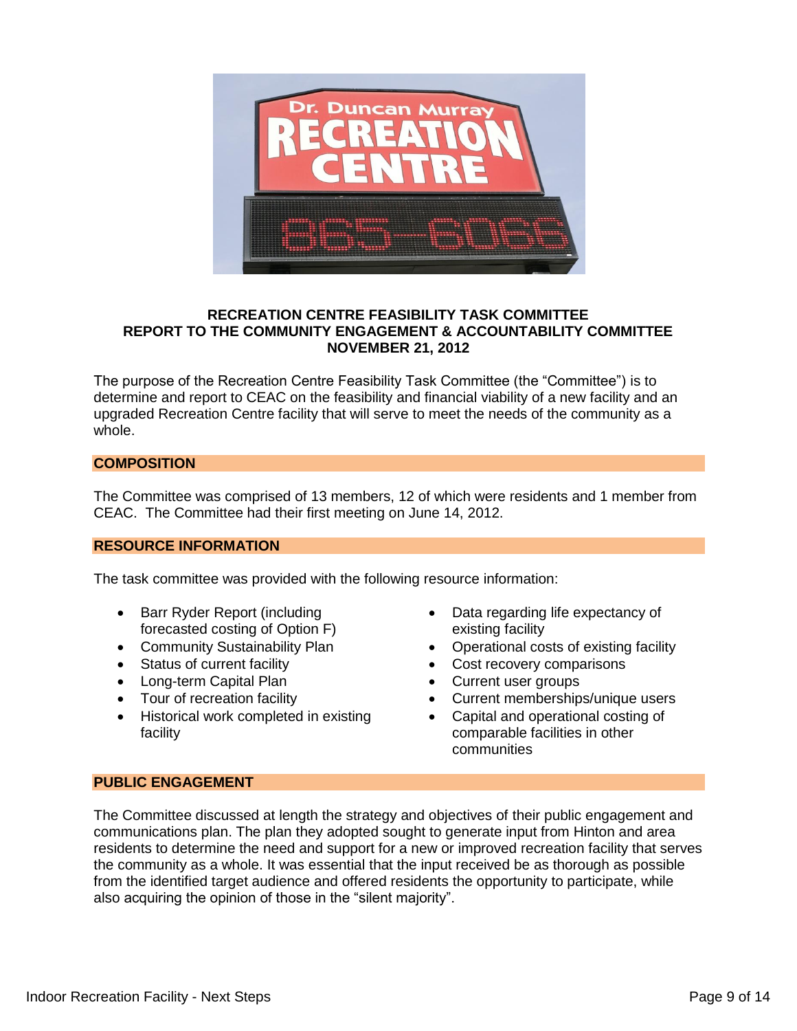**RECREATION CENTRE FEASIBILITY TASK COMMITTEE**
**REPORT TO THE COMMUNITY ENGAGEMENT & ACCOUNTABILITY COMMITTEE**
**NOVEMBER 21, 2012**

The purpose of the Recreation Centre Feasibility Task Committee (the "Committee") is to determine and report to CEAC on the feasibility and financial viability of a new facility and an upgraded Recreation Centre facility that will serve to meet the needs of the community as a whole.

## COMPOSITION

The Committee was comprised of 13 members, 12 of which were residents and 1 member from CEAC. The Committee had their first meeting on June 14, 2012.

## RESOURCE INFORMATION

The task committee was provided with the following resource information:

- Barr Ryder Report (including forecasted costing of Option F)
- Community Sustainability Plan
- Status of current facility
- Long-term Capital Plan
- Tour of recreation facility
- Historical work completed in existing facility
- Data regarding life expectancy of existing facility
- Operational costs of existing facility
- Cost recovery comparisons
- Current user groups
- Current memberships/unique users
- Capital and operational costing of comparable facilities in other communities

## PUBLIC ENGAGEMENT

The Committee discussed at length the strategy and objectives of their public engagement and communications plan. The plan they adopted sought to generate input from Hinton and area residents to determine the need and support for a new or improved recreation facility that serves the community as a whole. It was essential that the input received be as thorough as possible from the identified target audience and offered residents the opportunity to participate, while also acquiring the opinion of those in the "silent majority".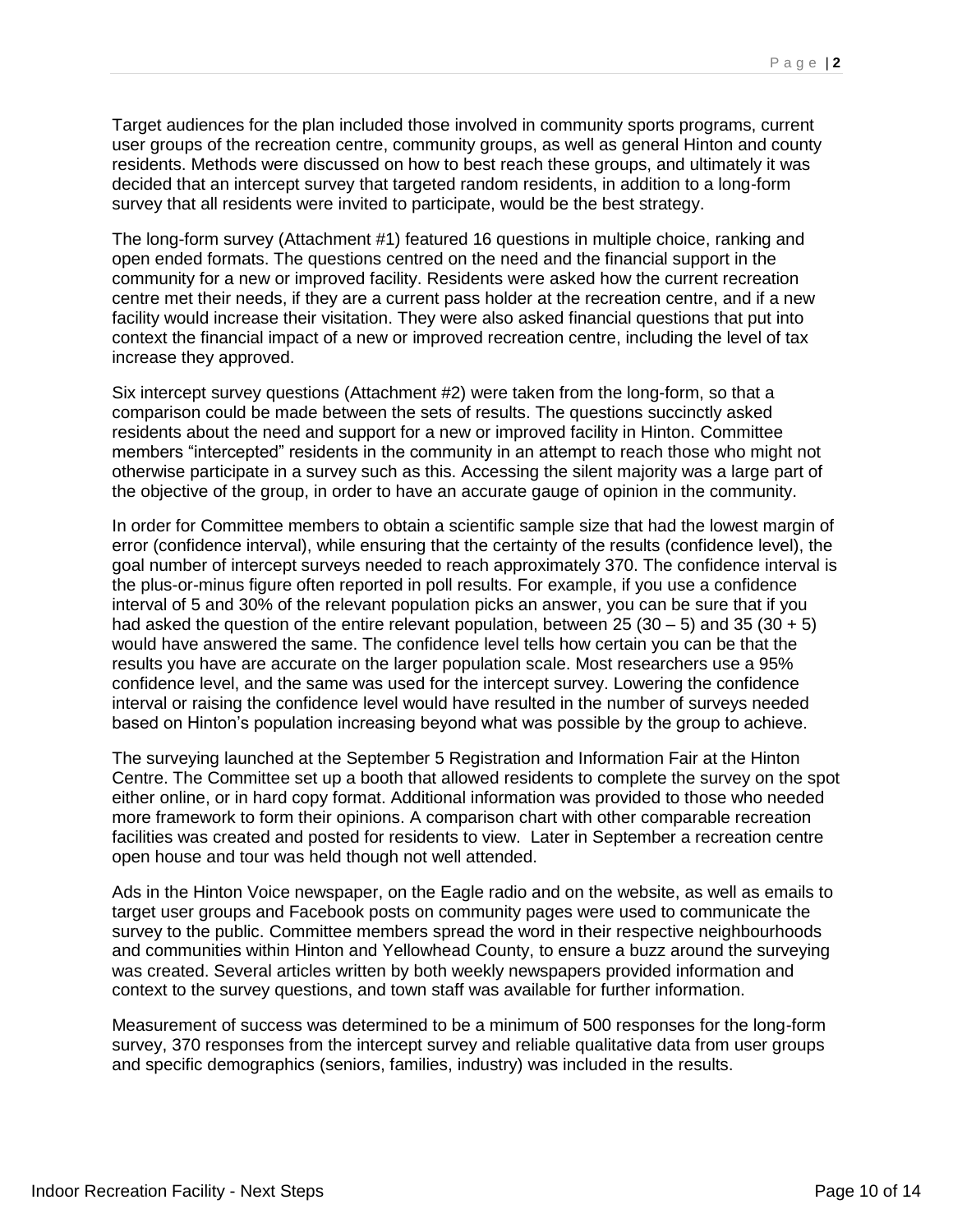Target audiences for the plan included those involved in community sports programs, current user groups of the recreation centre, community groups, as well as general Hinton and county residents. Methods were discussed on how to best reach these groups, and ultimately it was decided that an intercept survey that targeted random residents, in addition to a long-form survey that all residents were invited to participate, would be the best strategy.

The long-form survey (Attachment #1) featured 16 questions in multiple choice, ranking and open ended formats. The questions centred on the need and the financial support in the community for a new or improved facility. Residents were asked how the current recreation centre met their needs, if they are a current pass holder at the recreation centre, and if a new facility would increase their visitation. They were also asked financial questions that put into context the financial impact of a new or improved recreation centre, including the level of tax increase they approved.

Six intercept survey questions (Attachment #2) were taken from the long-form, so that a comparison could be made between the sets of results. The questions succinctly asked residents about the need and support for a new or improved facility in Hinton. Committee members "intercepted" residents in the community in an attempt to reach those who might not otherwise participate in a survey such as this. Accessing the silent majority was a large part of the objective of the group, in order to have an accurate gauge of opinion in the community.

In order for Committee members to obtain a scientific sample size that had the lowest margin of error (confidence interval), while ensuring that the certainty of the results (confidence level), the goal number of intercept surveys needed to reach approximately 370. The confidence interval is the plus-or-minus figure often reported in poll results. For example, if you use a confidence interval of 5 and 30% of the relevant population picks an answer, you can be sure that if you had asked the question of the entire relevant population, between 25 (30 – 5) and 35 (30 + 5) would have answered the same. The confidence level tells how certain you can be that the results you have are accurate on the larger population scale. Most researchers use a 95% confidence level, and the same was used for the intercept survey. Lowering the confidence interval or raising the confidence level would have resulted in the number of surveys needed based on Hinton's population increasing beyond what was possible by the group to achieve.

The surveying launched at the September 5 Registration and Information Fair at the Hinton Centre. The Committee set up a booth that allowed residents to complete the survey on the spot either online, or in hard copy format. Additional information was provided to those who needed more framework to form their opinions. A comparison chart with other comparable recreation facilities was created and posted for residents to view. Later in September a recreation centre open house and tour was held though not well attended.

Ads in the Hinton Voice newspaper, on the Eagle radio and on the website, as well as emails to target user groups and Facebook posts on community pages were used to communicate the survey to the public. Committee members spread the word in their respective neighbourhoods and communities within Hinton and Yellowhead County, to ensure a buzz around the surveying was created. Several articles written by both weekly newspapers provided information and context to the survey questions, and town staff was available for further information.

Measurement of success was determined to be a minimum of 500 responses for the long-form survey, 370 responses from the intercept survey and reliable qualitative data from user groups and specific demographics (seniors, families, industry) was included in the results.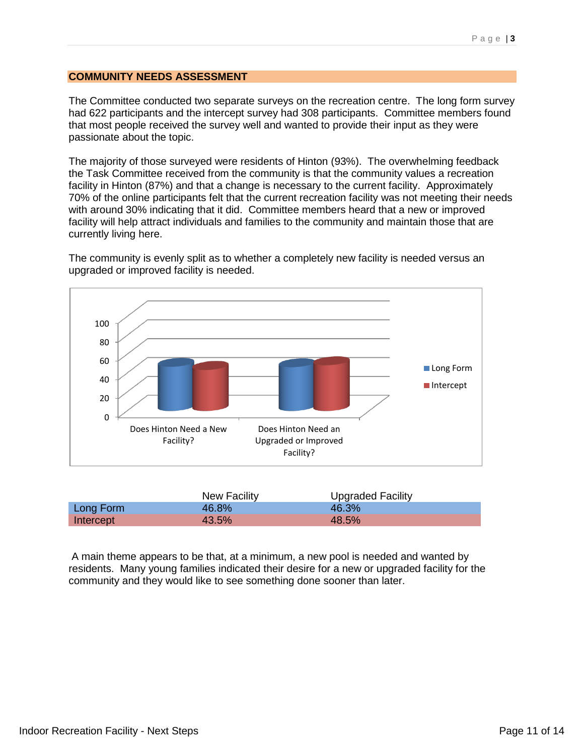## COMMUNITY NEEDS ASSESSMENT

The Committee conducted two separate surveys on the recreation centre. The long form survey had 622 participants and the intercept survey had 308 participants. Committee members found that most people received the survey well and wanted to provide their input as they were passionate about the topic.

The majority of those surveyed were residents of Hinton (93%). The overwhelming feedback the Task Committee received from the community is that the community values a recreation facility in Hinton (87%) and that a change is necessary to the current facility. Approximately 70% of the online participants felt that the current recreation facility was not meeting their needs with around 30% indicating that it did. Committee members heard that a new or improved facility will help attract individuals and families to the community and maintain those that are currently living here.

The community is evenly split as to whether a completely new facility is needed versus an upgraded or improved facility is needed.

| | Does Hinton Need a New Facility? | Does Hinton Need an Upgraded or Improved Facility? |
|---|---|---|
| Long Form | 46.8 | 46.3 |
| Intercept | 43.5 | 48.5 |

| | New Facility | Upgraded Facility |
|---|---|---|
| Long Form | 46.8% | 46.3% |
| Intercept | 43.5% | 48.5% |

A main theme appears to be that, at a minimum, a new pool is needed and wanted by residents. Many young families indicated their desire for a new or upgraded facility for the community and they would like to see something done sooner than later.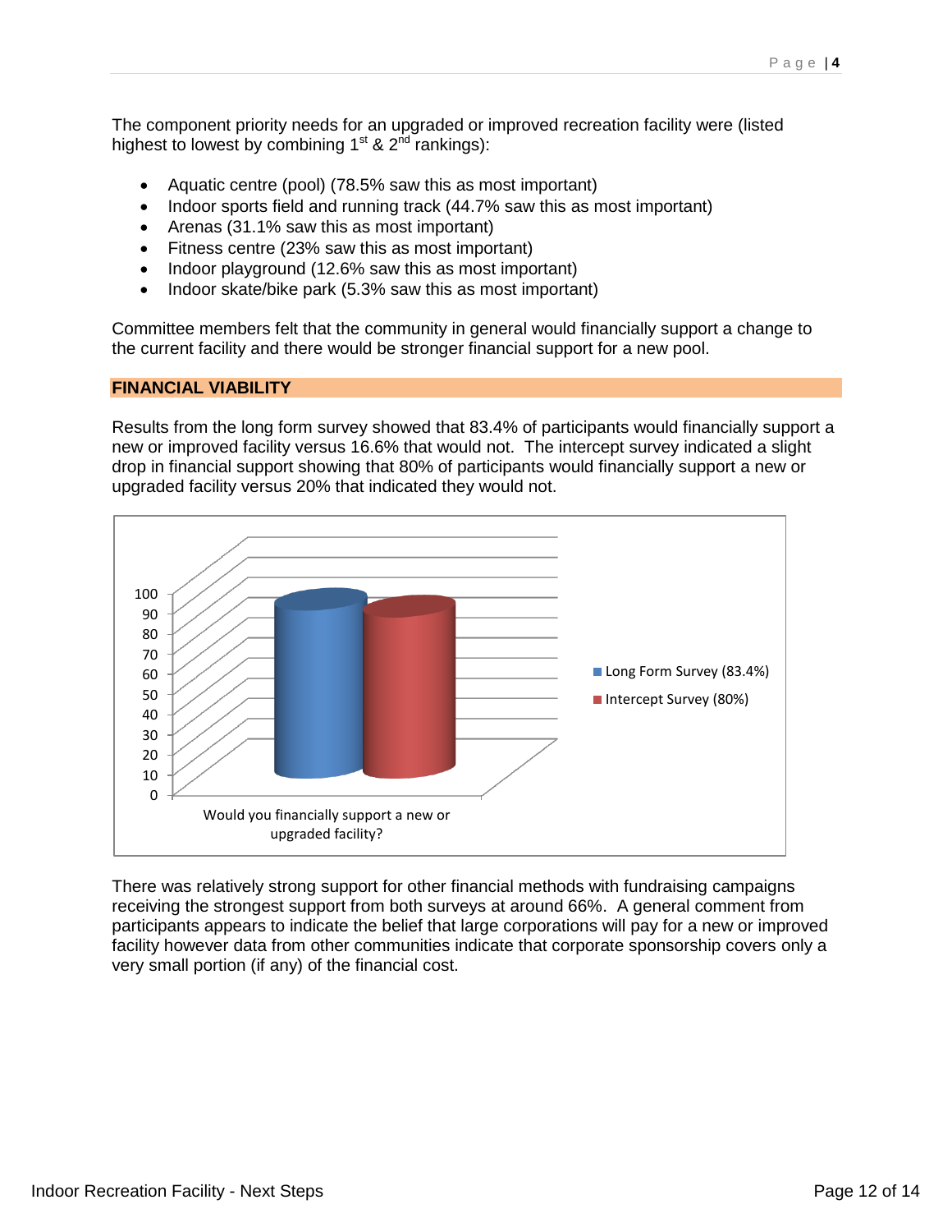The component priority needs for an upgraded or improved recreation facility were (listed highest to lowest by combining 1st & 2nd rankings):

- Aquatic centre (pool) (78.5% saw this as most important)
- Indoor sports field and running track (44.7% saw this as most important)
- Arenas (31.1% saw this as most important)
- Fitness centre (23% saw this as most important)
- Indoor playground (12.6% saw this as most important)
- Indoor skate/bike park (5.3% saw this as most important)

Committee members felt that the community in general would financially support a change to the current facility and there would be stronger financial support for a new pool.

## FINANCIAL VIABILITY

Results from the long form survey showed that 83.4% of participants would financially support a new or improved facility versus 16.6% that would not. The intercept survey indicated a slight drop in financial support showing that 80% of participants would financially support a new or upgraded facility versus 20% that indicated they would not.

There was relatively strong support for other financial methods with fundraising campaigns receiving the strongest support from both surveys at around 66%. A general comment from participants appears to indicate the belief that large corporations will pay for a new or improved facility however data from other communities indicate that corporate sponsorship covers only a very small portion (if any) of the financial cost.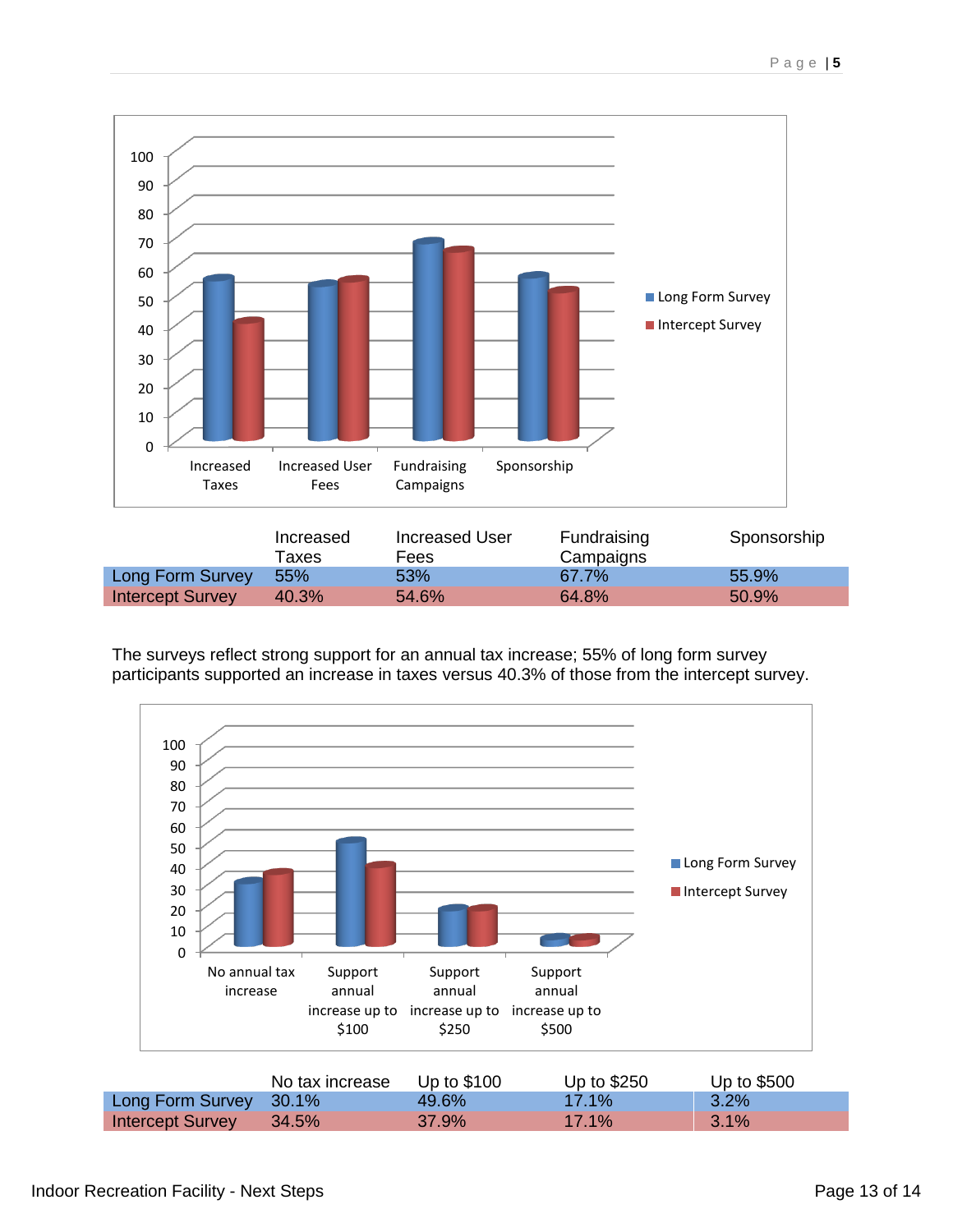| | Increased Taxes | Increased User Fees | Fundraising Campaigns | Sponsorship |
|---|---|---|---|---|
| Long Form Survey | 55% | 53% | 67.7% | 55.9% |
| Intercept Survey | 40.3% | 54.6% | 64.8% | 50.9% |

The surveys reflect strong support for an annual tax increase; 55% of long form survey participants supported an increase in taxes versus 40.3% of those from the intercept survey.

| | No tax increase | Up to $100 | Up to $250 | Up to $500 |
|---|---|---|---|---|
| Long Form Survey | 30.1% | 49.6% | 17.1% | 3.2% |
| Intercept Survey | 34.5% | 37.9% | 17.1% | 3.1% |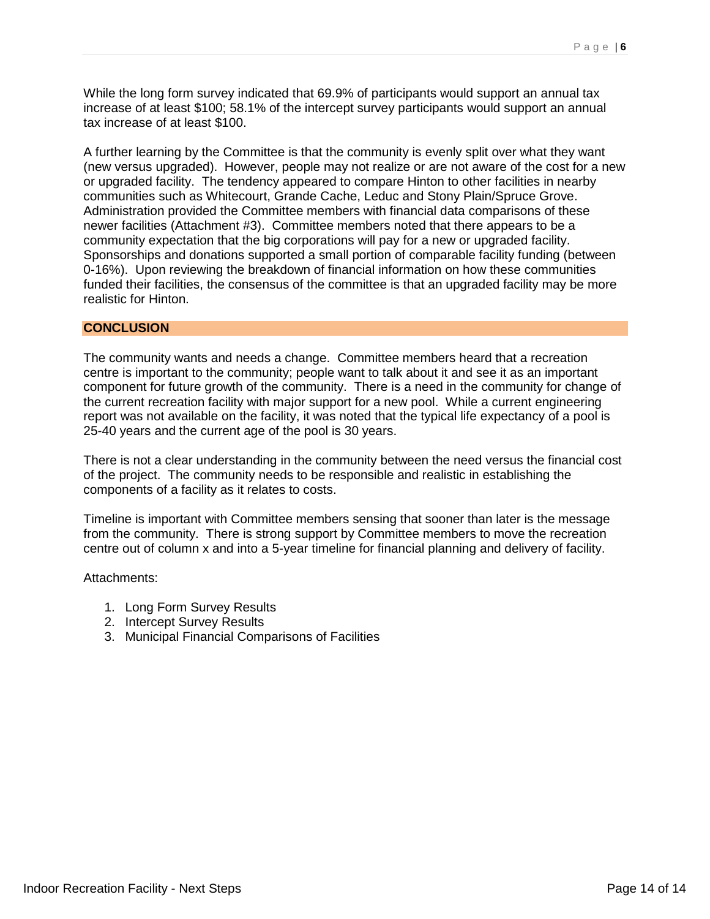While the long form survey indicated that 69.9% of participants would support an annual tax increase of at least $100; 58.1% of the intercept survey participants would support an annual tax increase of at least $100.

A further learning by the Committee is that the community is evenly split over what they want (new versus upgraded). However, people may not realize or are not aware of the cost for a new or upgraded facility. The tendency appeared to compare Hinton to other facilities in nearby communities such as Whitecourt, Grande Cache, Leduc and Stony Plain/Spruce Grove. Administration provided the Committee members with financial data comparisons of these newer facilities (Attachment #3). Committee members noted that there appears to be a community expectation that the big corporations will pay for a new or upgraded facility. Sponsorships and donations supported a small portion of comparable facility funding (between 0-16%). Upon reviewing the breakdown of financial information on how these communities funded their facilities, the consensus of the committee is that an upgraded facility may be more realistic for Hinton.

## CONCLUSION

The community wants and needs a change. Committee members heard that a recreation centre is important to the community; people want to talk about it and see it as an important component for future growth of the community. There is a need in the community for change of the current recreation facility with major support for a new pool. While a current engineering report was not available on the facility, it was noted that the typical life expectancy of a pool is 25-40 years and the current age of the pool is 30 years.

There is not a clear understanding in the community between the need versus the financial cost of the project. The community needs to be responsible and realistic in establishing the components of a facility as it relates to costs.

Timeline is important with Committee members sensing that sooner than later is the message from the community. There is strong support by Committee members to move the recreation centre out of column x and into a 5-year timeline for financial planning and delivery of facility.

Attachments:

1. Long Form Survey Results
2. Intercept Survey Results
3. Municipal Financial Comparisons of Facilities